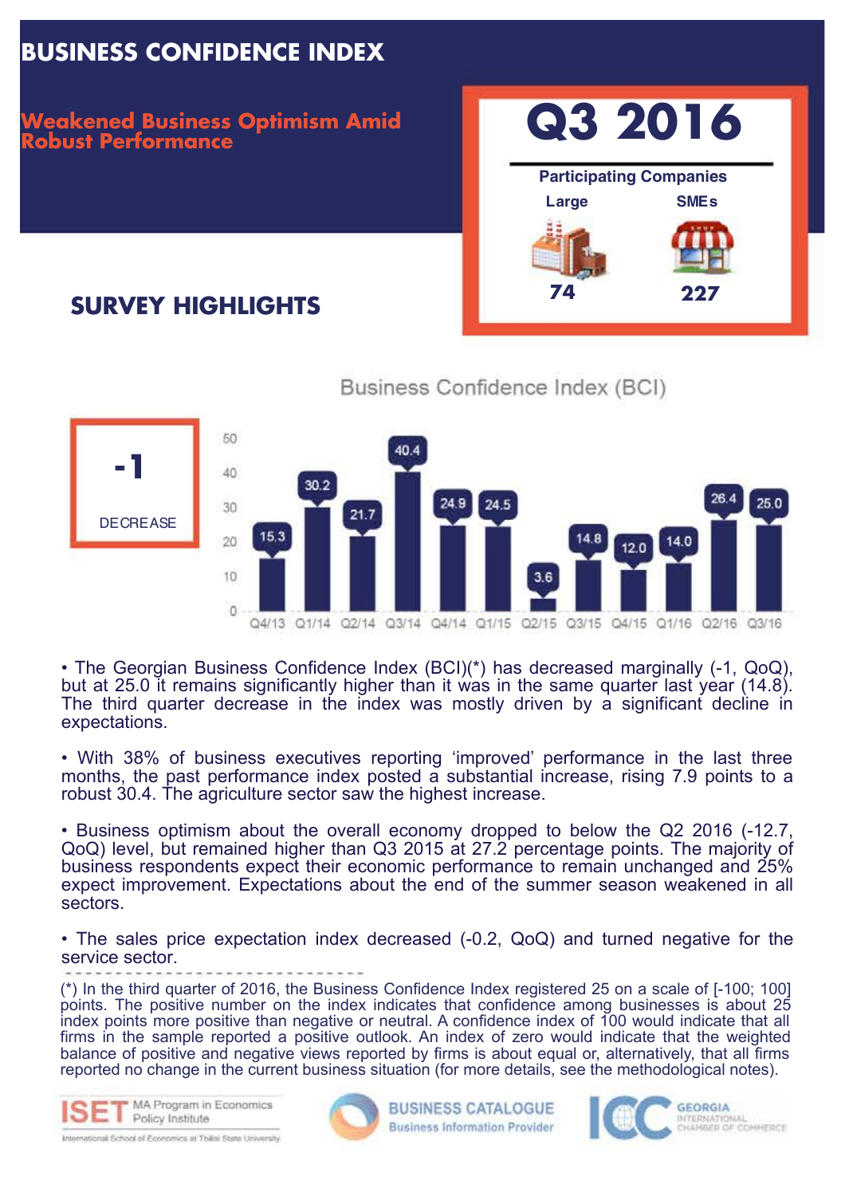# BUSINESS CONFIDENCE INDEX

## Weakened Business Optimism Amid Robust Performance

# Q3 2016

**Participating Companies**

| Large | SMEs |
|---|---|
| 74 | 227 |

## SURVEY HIGHLIGHTS

**-1**

DECREASE

Business Confidence Index (BCI)

| Quarter | Q4/13 | Q1/14 | Q2/14 | Q3/14 | Q4/14 | Q1/15 | Q2/15 | Q3/15 | Q4/15 | Q1/16 | Q2/16 | Q3/16 |
|---|---|---|---|---|---|---|---|---|---|---|---|---|
| BCI | 15.3 | 30.2 | 21.7 | 40.4 | 24.9 | 24.5 | 3.6 | 14.8 | 12.0 | 14.0 | 26.4 | 25.0 |

- The Georgian Business Confidence Index (BCI)(*) has decreased marginally (-1, QoQ), but at 25.0 it remains significantly higher than it was in the same quarter last year (14.8). The third quarter decrease in the index was mostly driven by a significant decline in expectations.

- With 38% of business executives reporting 'improved' performance in the last three months, the past performance index posted a substantial increase, rising 7.9 points to a robust 30.4. The agriculture sector saw the highest increase.

- Business optimism about the overall economy dropped to below the Q2 2016 (-12.7, QoQ) level, but remained higher than Q3 2015 at 27.2 percentage points. The majority of business respondents expect their economic performance to remain unchanged and 25% expect improvement. Expectations about the end of the summer season weakened in all sectors.

- The sales price expectation index decreased (-0.2, QoQ) and turned negative for the service sector.

(*) In the third quarter of 2016, the Business Confidence Index registered 25 on a scale of [-100; 100] points. The positive number on the index indicates that confidence among businesses is about 25 index points more positive than negative or neutral. A confidence index of 100 would indicate that all firms in the sample reported a positive outlook. An index of zero would indicate that the weighted balance of positive and negative views reported by firms is about equal or, alternatively, that all firms reported no change in the current business situation (for more details, see the methodological notes).

ISET MA Program in Economics Policy Institute – International School of Economics at Tbilisi State University | BUSINESS CATALOGUE Business Information Provider | ICC GEORGIA INTERNATIONAL CHAMBER OF COMMERCE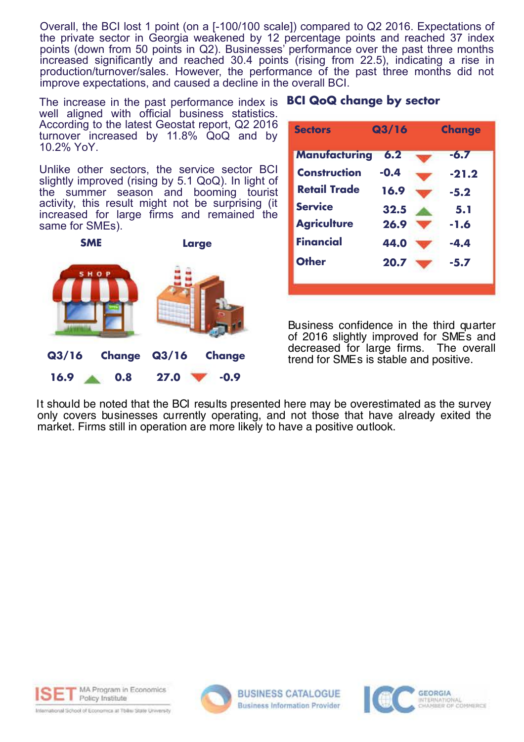Overall, the BCI lost 1 point (on a [-100/100 scale]) compared to Q2 2016. Expectations of the private sector in Georgia weakened by 12 percentage points and reached 37 index points (down from 50 points in Q2). Businesses' performance over the past three months increased significantly and reached 30.4 points (rising from 22.5), indicating a rise in production/turnover/sales. However, the performance of the past three months did not improve expectations, and caused a decline in the overall BCI.

The increase in the past performance index is well aligned with official business statistics. According to the latest Geostat report, Q2 2016 turnover increased by 11.8% QoQ and by 10.2% YoY.

Unlike other sectors, the service sector BCI slightly improved (rising by 5.1 QoQ). In light of the summer season and booming tourist activity, this result might not be surprising (it increased for large firms and remained the same for SMEs).

| | SME | | Large | |
|---|---|---|---|---|
| | Q3/16 | Change | Q3/16 | Change |
| | 16.9 | 0.8 | 27.0 | -0.9 |

**BCI QoQ change by sector**

| Sectors | Q3/16 | Change |
|---|---|---|
| Manufacturing | 6.2 | -6.7 |
| Construction | -0.4 | -21.2 |
| Retail Trade | 16.9 | -5.2 |
| Service | 32.5 | 5.1 |
| Agriculture | 26.9 | -1.6 |
| Financial | 44.0 | -4.4 |
| Other | 20.7 | -5.7 |

Business confidence in the third quarter of 2016 slightly improved for SMEs and decreased for large firms. The overall trend for SMEs is stable and positive.

It should be noted that the BCI results presented here may be overestimated as the survey only covers businesses currently operating, and not those that have already exited the market. Firms still in operation are more likely to have a positive outlook.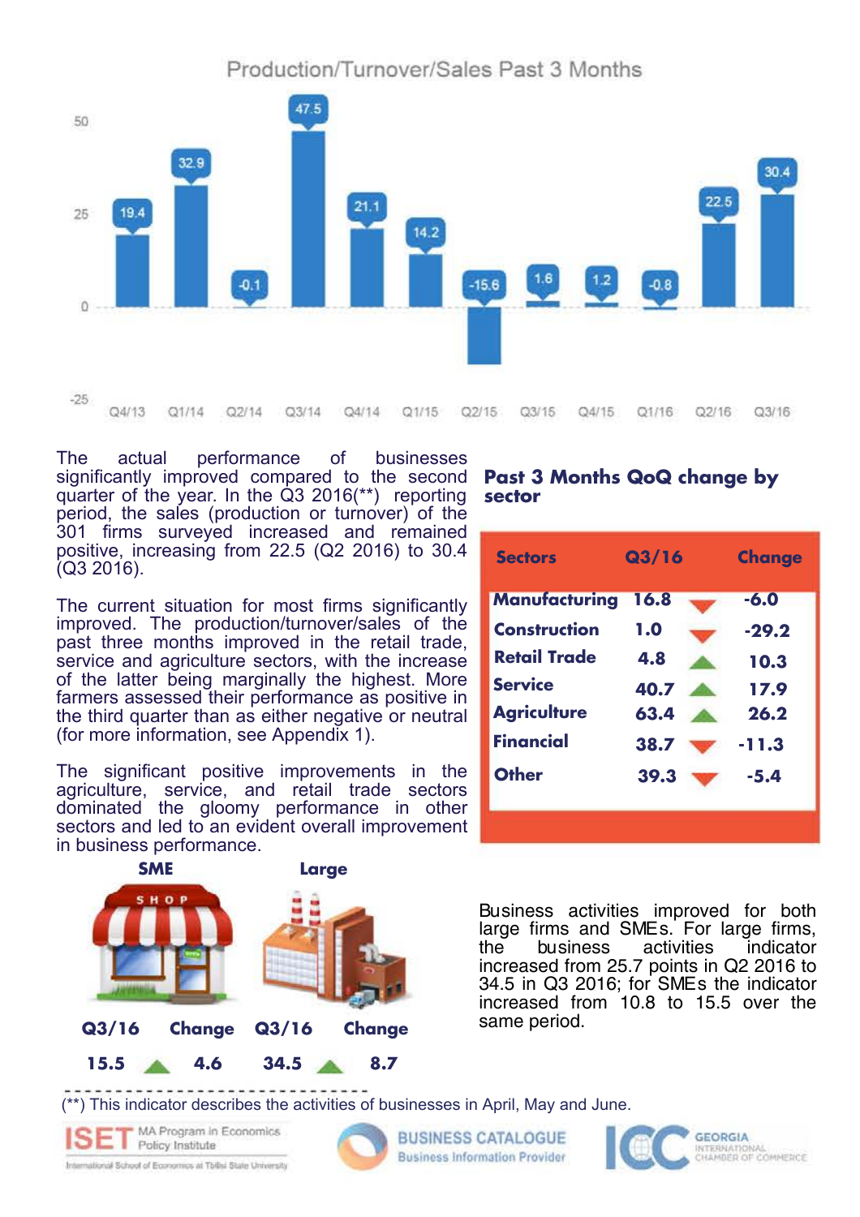## Production/Turnover/Sales Past 3 Months

| Quarter | Q4/13 | Q1/14 | Q2/14 | Q3/14 | Q4/14 | Q1/15 | Q2/15 | Q3/15 | Q4/15 | Q1/16 | Q2/16 | Q3/16 |
|---|---|---|---|---|---|---|---|---|---|---|---|---|
| Value | 19.4 | 32.9 | -0.1 | 47.5 | 21.1 | 14.2 | -15.6 | 1.6 | 1.2 | -0.8 | 22.5 | 30.4 |

The actual performance of businesses significantly improved compared to the second quarter of the year. In the Q3 2016(**) reporting period, the sales (production or turnover) of the 301 firms surveyed increased and remained positive, increasing from 22.5 (Q2 2016) to 30.4 (Q3 2016).

The current situation for most firms significantly improved. The production/turnover/sales of the past three months improved in the retail trade, service and agriculture sectors, with the increase of the latter being marginally the highest. More farmers assessed their performance as positive in the third quarter than as either negative or neutral (for more information, see Appendix 1).

The significant positive improvements in the agriculture, service, and retail trade sectors dominated the gloomy performance in other sectors and led to an evident overall improvement in business performance.

### Past 3 Months QoQ change by sector

| Sectors | Q3/16 | Change |
|---|---|---|
| Manufacturing | 16.8 | ▼ -6.0 |
| Construction | 1.0 | ▼ -29.2 |
| Retail Trade | 4.8 | ▲ 10.3 |
| Service | 40.7 | ▲ 17.9 |
| Agriculture | 63.4 | ▲ 26.2 |
| Financial | 38.7 | ▼ -11.3 |
| Other | 39.3 | ▼ -5.4 |

| | SME | | Large | |
|---|---|---|---|---|
| | Q3/16 | Change | Q3/16 | Change |
| | 15.5 | ▲ 4.6 | 34.5 | ▲ 8.7 |

Business activities improved for both large firms and SMEs. For large firms, the business activities indicator increased from 25.7 points in Q2 2016 to 34.5 in Q3 2016; for SMEs the indicator increased from 10.8 to 15.5 over the same period.

(**) This indicator describes the activities of businesses in April, May and June.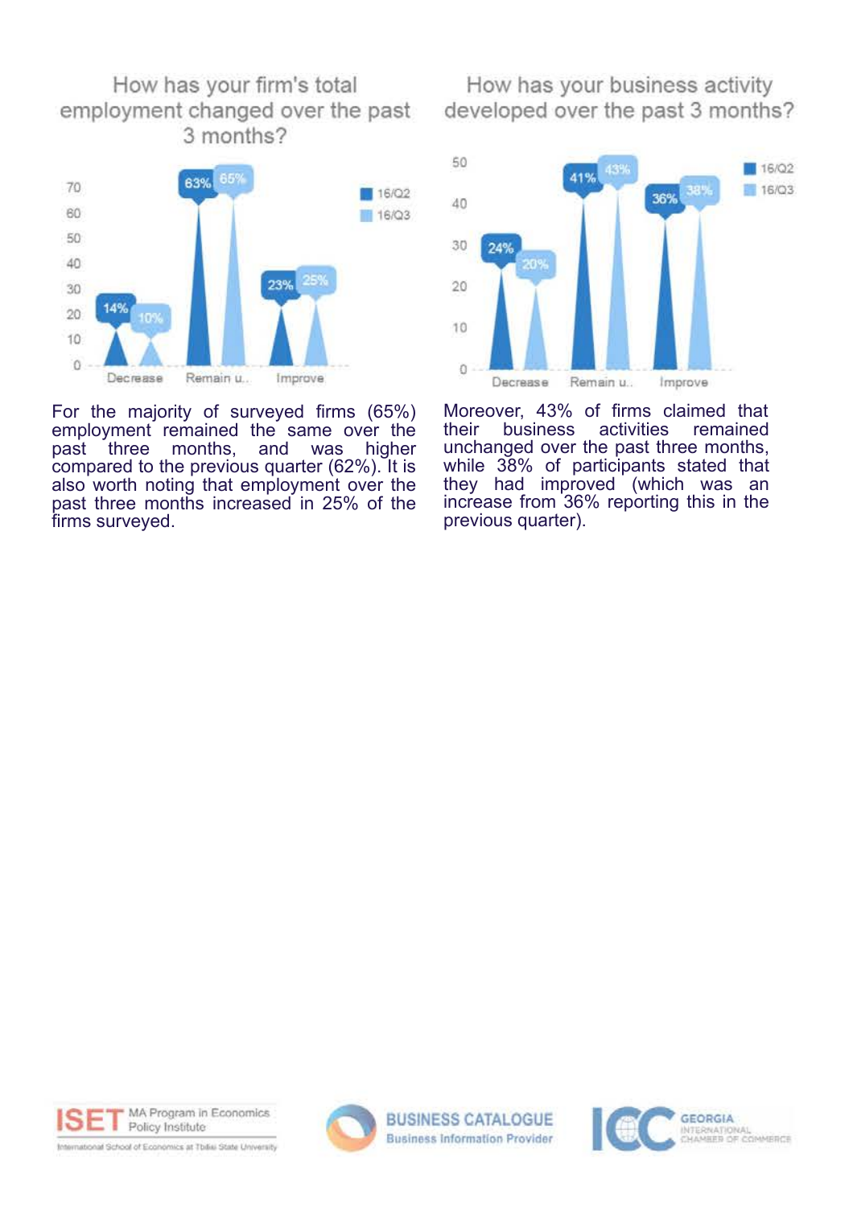## How has your firm's total employment changed over the past 3 months?

| | 16/Q2 | 16/Q3 |
|---|---|---|
| Decrease | 14% | 10% |
| Remain u.. | 63% | 65% |
| Improve | 23% | 25% |

For the majority of surveyed firms (65%) employment remained the same over the past three months, and was higher compared to the previous quarter (62%). It is also worth noting that employment over the past three months increased in 25% of the firms surveyed.

## How has your business activity developed over the past 3 months?

| | 16/Q2 | 16/Q3 |
|---|---|---|
| Decrease | 24% | 20% |
| Remain u.. | 41% | 43% |
| Improve | 36% | 38% |

Moreover, 43% of firms claimed that their business activities remained unchanged over the past three months, while 38% of participants stated that they had improved (which was an increase from 36% reporting this in the previous quarter).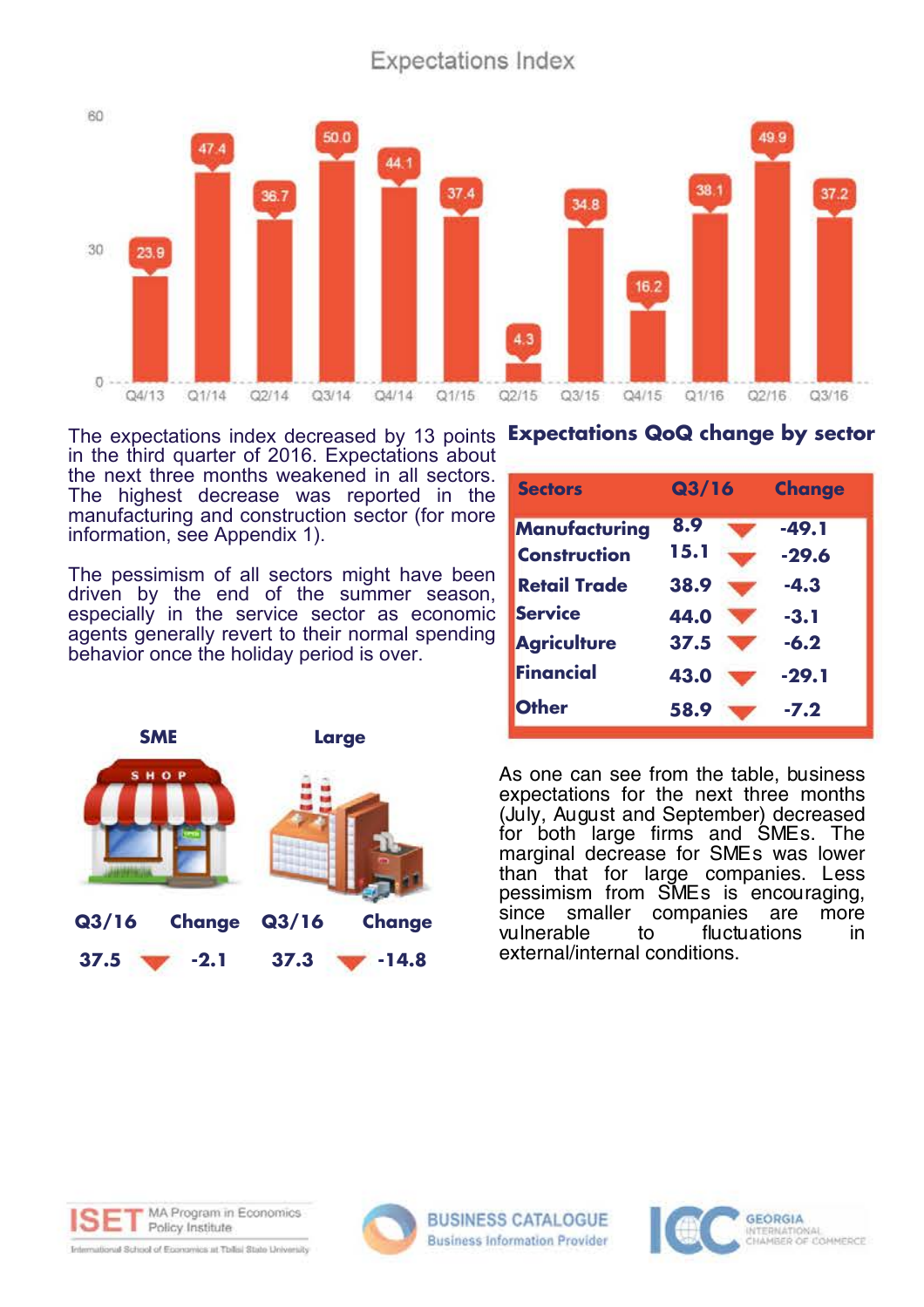## Expectations Index

| Quarter | Q4/13 | Q1/14 | Q2/14 | Q3/14 | Q4/14 | Q1/15 | Q2/15 | Q3/15 | Q4/15 | Q1/16 | Q2/16 | Q3/16 |
|---|---|---|---|---|---|---|---|---|---|---|---|---|
| Expectations Index | 23.9 | 47.4 | 36.7 | 50.0 | 44.1 | 37.4 | 4.3 | 34.8 | 16.2 | 38.1 | 49.9 | 37.2 |

The expectations index decreased by 13 points in the third quarter of 2016. Expectations about the next three months weakened in all sectors. The highest decrease was reported in the manufacturing and construction sector (for more information, see Appendix 1).

The pessimism of all sectors might have been driven by the end of the summer season, especially in the service sector as economic agents generally revert to their normal spending behavior once the holiday period is over.

| | SME | | Large | |
|---|---|---|---|---|
| | Q3/16 | Change | Q3/16 | Change |
| | 37.5 | -2.1 | 37.3 | -14.8 |

### Expectations QoQ change by sector

| Sectors | Q3/16 | Change |
|---|---|---|
| Manufacturing | 8.9 | -49.1 |
| Construction | 15.1 | -29.6 |
| Retail Trade | 38.9 | -4.3 |
| Service | 44.0 | -3.1 |
| Agriculture | 37.5 | -6.2 |
| Financial | 43.0 | -29.1 |
| Other | 58.9 | -7.2 |

As one can see from the table, business expectations for the next three months (July, August and September) decreased for both large firms and SMEs. The marginal decrease for SMEs was lower than that for large companies. Less pessimism from SMEs is encouraging, since smaller companies are more vulnerable to fluctuations in external/internal conditions.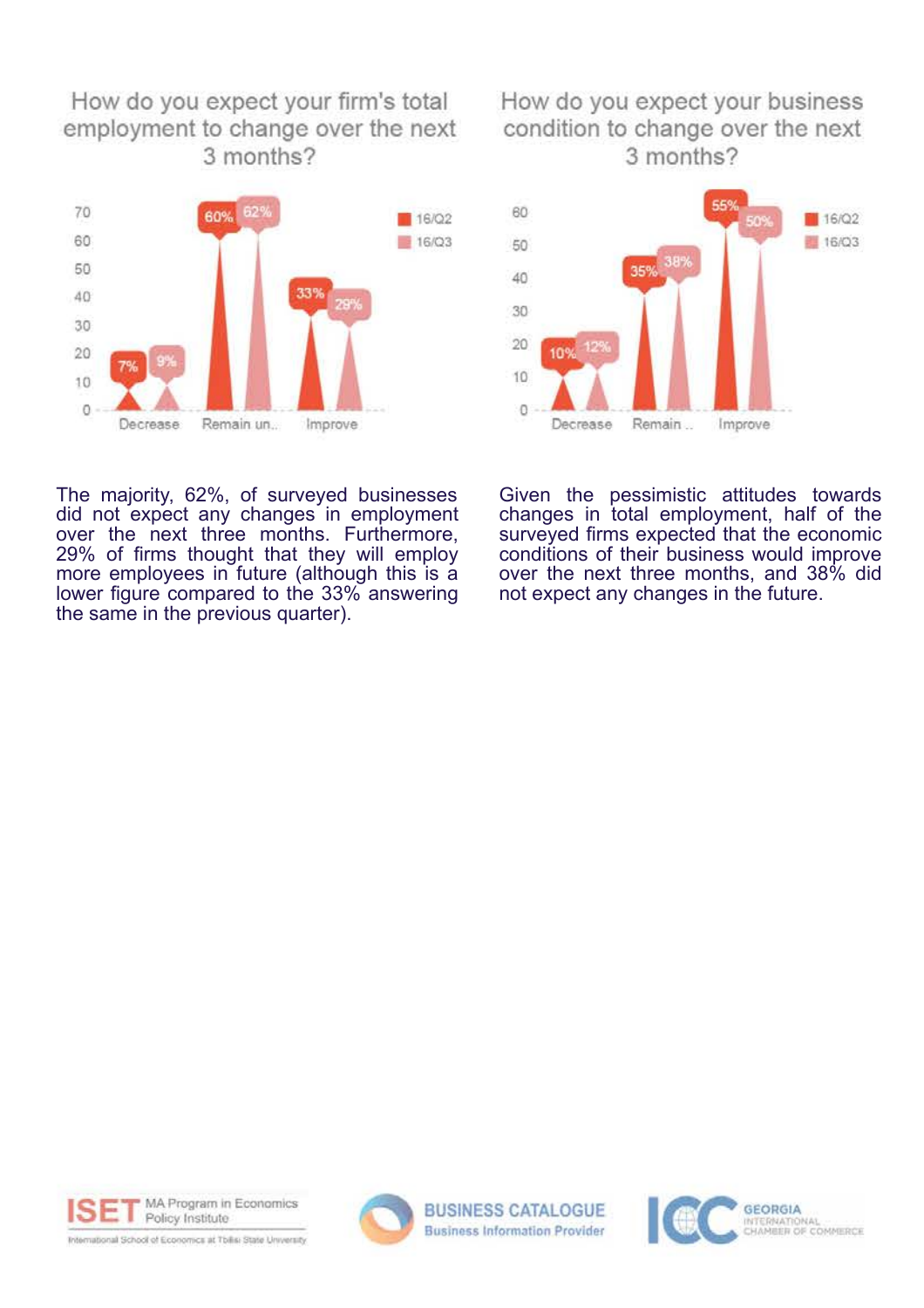## How do you expect your firm's total employment to change over the next 3 months?

| | 16/Q2 | 16/Q3 |
|---|---|---|
| Decrease | 7% | 9% |
| Remain un.. | 60% | 62% |
| Improve | 33% | 29% |

The majority, 62%, of surveyed businesses did not expect any changes in employment over the next three months. Furthermore, 29% of firms thought that they will employ more employees in future (although this is a lower figure compared to the 33% answering the same in the previous quarter).

## How do you expect your business condition to change over the next 3 months?

| | 16/Q2 | 16/Q3 |
|---|---|---|
| Decrease | 10% | 12% |
| Remain .. | 35% | 38% |
| Improve | 55% | 50% |

Given the pessimistic attitudes towards changes in total employment, half of the surveyed firms expected that the economic conditions of their business would improve over the next three months, and 38% did not expect any changes in the future.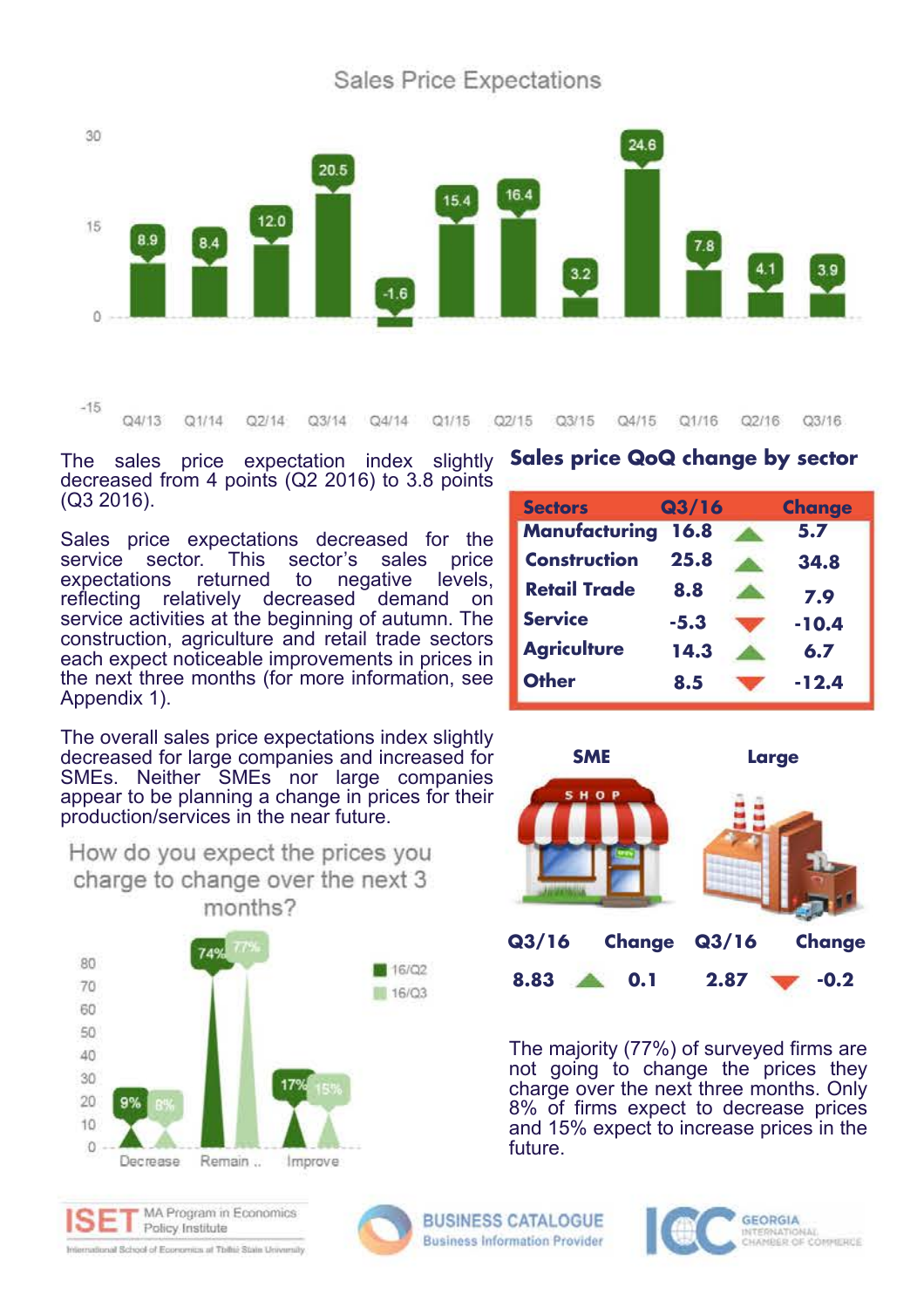## Sales Price Expectations

| Quarter | Q4/13 | Q1/14 | Q2/14 | Q3/14 | Q4/14 | Q1/15 | Q2/15 | Q3/15 | Q4/15 | Q1/16 | Q2/16 | Q3/16 |
|---|---|---|---|---|---|---|---|---|---|---|---|---|
| Index | 8.9 | 8.4 | 12.0 | 20.5 | -1.6 | 15.4 | 16.4 | 3.2 | 24.6 | 7.8 | 4.1 | 3.9 |

The sales price expectation index slightly decreased from 4 points (Q2 2016) to 3.8 points (Q3 2016).

Sales price expectations decreased for the service sector. This sector's sales price expectations returned to negative levels, reflecting relatively decreased demand on service activities at the beginning of autumn. The construction, agriculture and retail trade sectors each expect noticeable improvements in prices in the next three months (for more information, see Appendix 1).

The overall sales price expectations index slightly decreased for large companies and increased for SMEs. Neither SMEs nor large companies appear to be planning a change in prices for their production/services in the near future.

### How do you expect the prices you charge to change over the next 3 months?

| | Decrease | Remain .. | Improve |
|---|---|---|---|
| 16/Q2 | 9% | 74% | 17% |
| 16/Q3 | 8% | 77% | 15% |

### Sales price QoQ change by sector

| Sectors | Q3/16 | Change |
|---|---|---|
| Manufacturing | 16.8 | ▲ 5.7 |
| Construction | 25.8 | ▲ 34.8 |
| Retail Trade | 8.8 | ▲ 7.9 |
| Service | -5.3 | ▼ -10.4 |
| Agriculture | 14.3 | ▲ 6.7 |
| Other | 8.5 | ▼ -12.4 |

| | SME | | Large | |
|---|---|---|---|---|
| | Q3/16 | Change | Q3/16 | Change |
| | 8.83 | ▲ 0.1 | 2.87 | ▼ -0.2 |

The majority (77%) of surveyed firms are not going to change the prices they charge over the next three months. Only 8% of firms expect to decrease prices and 15% expect to increase prices in the future.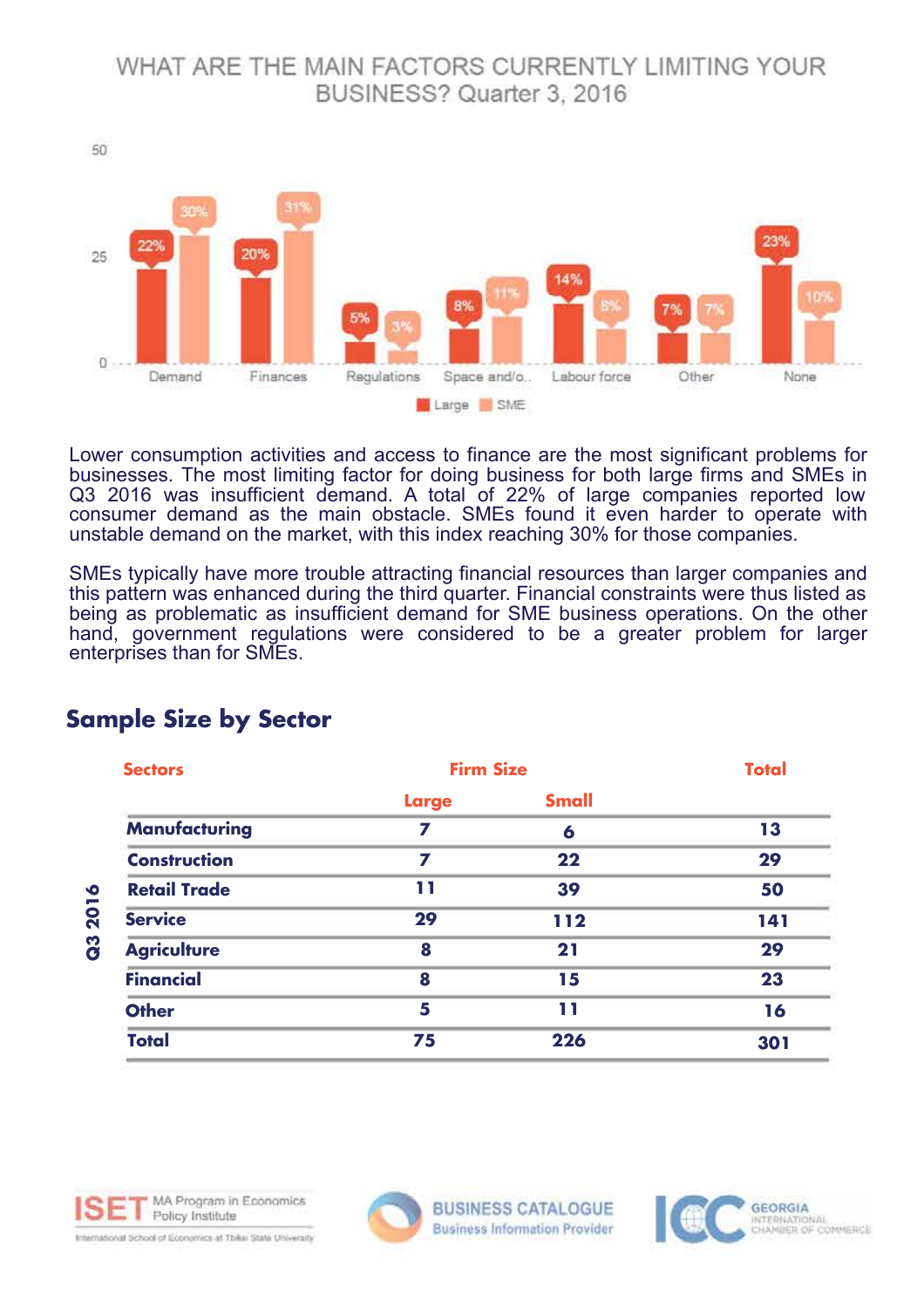## WHAT ARE THE MAIN FACTORS CURRENTLY LIMITING YOUR BUSINESS? Quarter 3, 2016

| | Demand | Finances | Regulations | Space and/o.. | Labour force | Other | None |
|---|---|---|---|---|---|---|---|
| Large | 22% | 20% | 5% | 8% | 14% | 7% | 23% |
| SME | 30% | 31% | 3% | 11% | 8% | 7% | 10% |

Lower consumption activities and access to finance are the most significant problems for businesses. The most limiting factor for doing business for both large firms and SMEs in Q3 2016 was insufficient demand. A total of 22% of large companies reported low consumer demand as the main obstacle. SMEs found it even harder to operate with unstable demand on the market, with this index reaching 30% for those companies.

SMEs typically have more trouble attracting financial resources than larger companies and this pattern was enhanced during the third quarter. Financial constraints were thus listed as being as problematic as insufficient demand for SME business operations. On the other hand, government regulations were considered to be a greater problem for larger enterprises than for SMEs.

## Sample Size by Sector

Q3 2016

| Sectors | Firm Size | | Total |
|---|---|---|---|
| | Large | Small | |
| Manufacturing | 7 | 6 | 13 |
| Construction | 7 | 22 | 29 |
| Retail Trade | 11 | 39 | 50 |
| Service | 29 | 112 | 141 |
| Agriculture | 8 | 21 | 29 |
| Financial | 8 | 15 | 23 |
| Other | 5 | 11 | 16 |
| Total | 75 | 226 | 301 |

ISET MA Program in Economics Policy Institute — International School of Economics at Tbilisi State University

BUSINESS CATALOGUE Business Information Provider

ICC GEORGIA INTERNATIONAL CHAMBER OF COMMERCE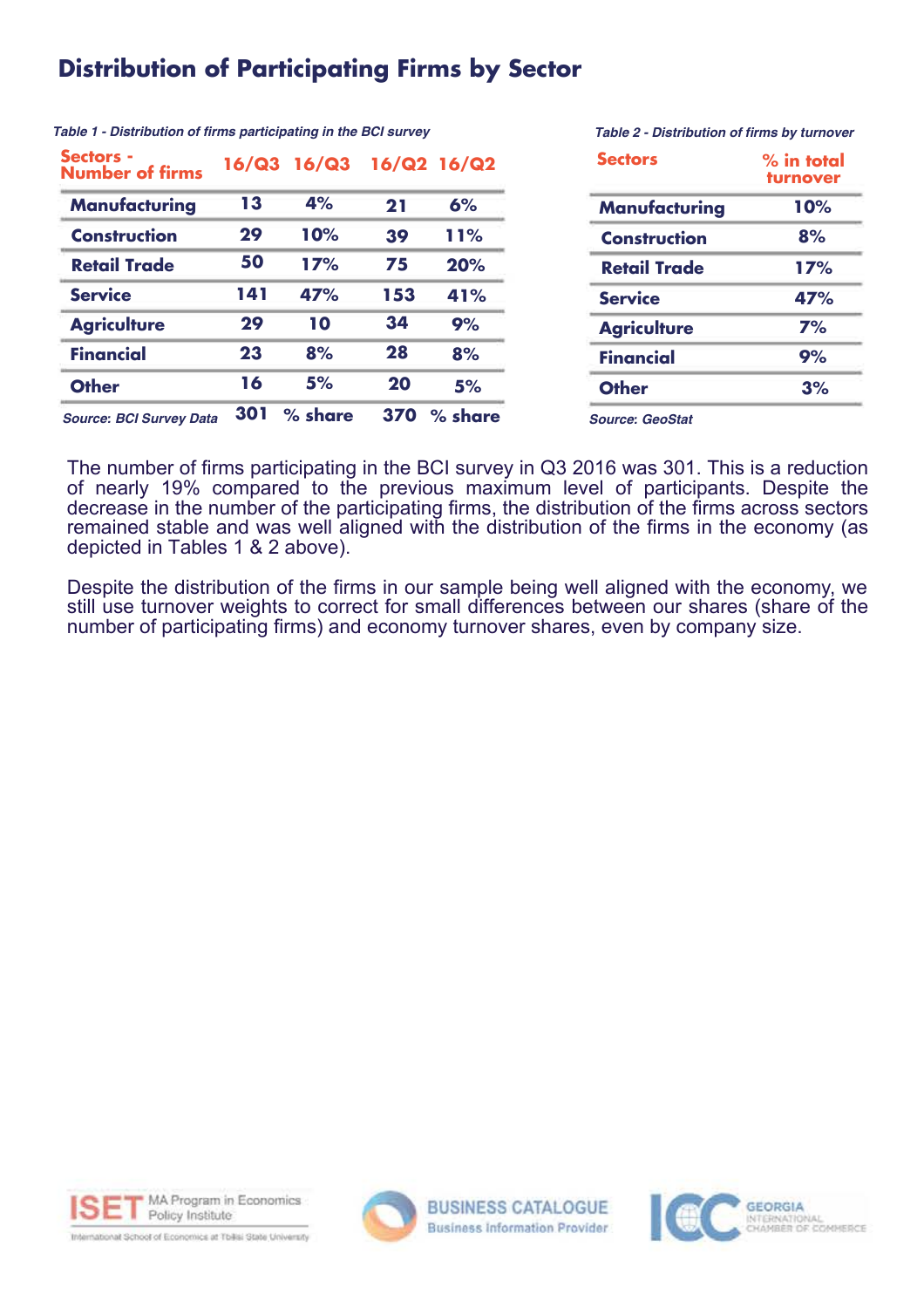# Distribution of Participating Firms by Sector

*Table 1 - Distribution of firms participating in the BCI survey*

| Sectors - Number of firms | 16/Q3 | 16/Q3 | 16/Q2 | 16/Q2 |
|---|---|---|---|---|
| **Manufacturing** | 13 | 4% | 21 | 6% |
| **Construction** | 29 | 10% | 39 | 11% |
| **Retail Trade** | 50 | 17% | 75 | 20% |
| **Service** | 141 | 47% | 153 | 41% |
| **Agriculture** | 29 | 10 | 34 | 9% |
| **Financial** | 23 | 8% | 28 | 8% |
| **Other** | 16 | 5% | 20 | 5% |
| *Source: BCI Survey Data* | 301 | % share | 370 | % share |

*Table 2 - Distribution of firms by turnover*

| Sectors | % in total turnover |
|---|---|
| **Manufacturing** | 10% |
| **Construction** | 8% |
| **Retail Trade** | 17% |
| **Service** | 47% |
| **Agriculture** | 7% |
| **Financial** | 9% |
| **Other** | 3% |

*Source: GeoStat*

The number of firms participating in the BCI survey in Q3 2016 was 301. This is a reduction of nearly 19% compared to the previous maximum level of participants. Despite the decrease in the number of the participating firms, the distribution of the firms across sectors remained stable and was well aligned with the distribution of the firms in the economy (as depicted in Tables 1 & 2 above).

Despite the distribution of the firms in our sample being well aligned with the economy, we still use turnover weights to correct for small differences between our shares (share of the number of participating firms) and economy turnover shares, even by company size.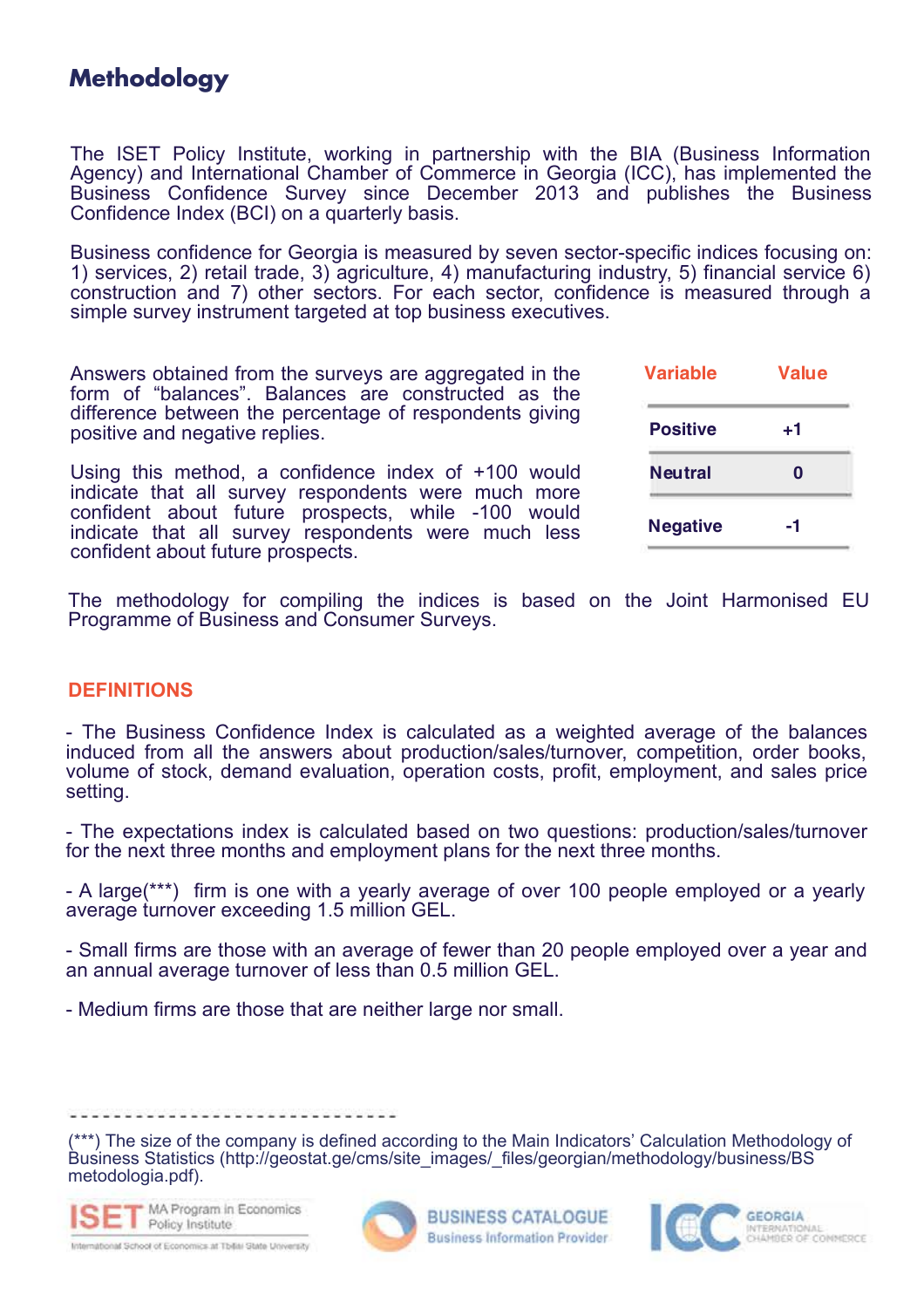# Methodology

The ISET Policy Institute, working in partnership with the BIA (Business Information Agency) and International Chamber of Commerce in Georgia (ICC), has implemented the Business Confidence Survey since December 2013 and publishes the Business Confidence Index (BCI) on a quarterly basis.

Business confidence for Georgia is measured by seven sector-specific indices focusing on: 1) services, 2) retail trade, 3) agriculture, 4) manufacturing industry, 5) financial service 6) construction and 7) other sectors. For each sector, confidence is measured through a simple survey instrument targeted at top business executives.

Answers obtained from the surveys are aggregated in the form of “balances”. Balances are constructed as the difference between the percentage of respondents giving positive and negative replies.

Using this method, a confidence index of +100 would indicate that all survey respondents were much more confident about future prospects, while -100 would indicate that all survey respondents were much less confident about future prospects.

| Variable | Value |
|---|---|
| Positive | +1 |
| Neutral | 0 |
| Negative | -1 |

The methodology for compiling the indices is based on the Joint Harmonised EU Programme of Business and Consumer Surveys.

## DEFINITIONS

- The Business Confidence Index is calculated as a weighted average of the balances induced from all the answers about production/sales/turnover, competition, order books, volume of stock, demand evaluation, operation costs, profit, employment, and sales price setting.

- The expectations index is calculated based on two questions: production/sales/turnover for the next three months and employment plans for the next three months.

- A large(***) firm is one with a yearly average of over 100 people employed or a yearly average turnover exceeding 1.5 million GEL.

- Small firms are those with an average of fewer than 20 people employed over a year and an annual average turnover of less than 0.5 million GEL.

- Medium firms are those that are neither large nor small.

------------------------------

(***) The size of the company is defined according to the Main Indicators’ Calculation Methodology of Business Statistics (http://geostat.ge/cms/site_images/_files/georgian/methodology/business/BS metodologia.pdf).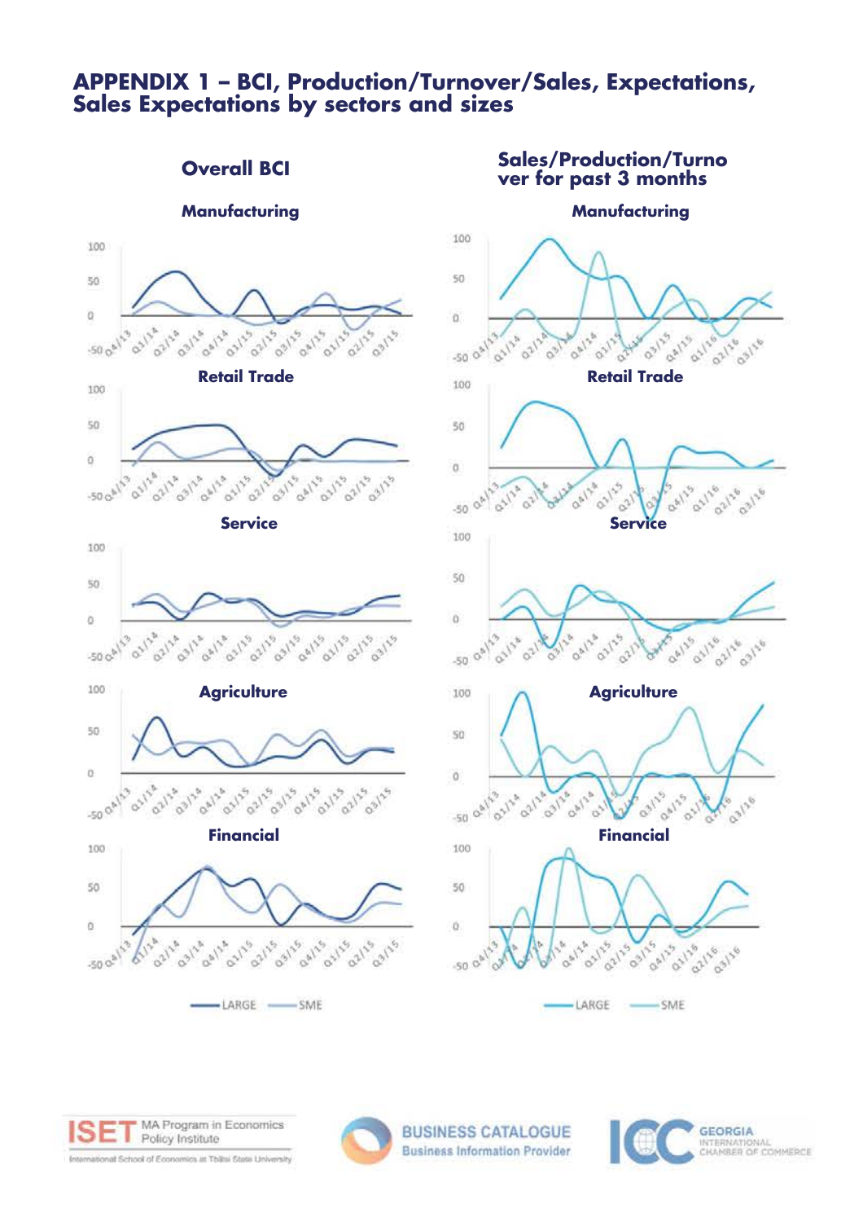# APPENDIX 1 – BCI, Production/Turnover/Sales, Expectations, Sales Expectations by sectors and sizes

## Overall BCI

### Manufacturing

### Retail Trade

### Service

### Agriculture

### Financial

LARGE — SME

## Sales/Production/Turnover for past 3 months

### Manufacturing

### Retail Trade

### Service

### Agriculture

### Financial

LARGE — SME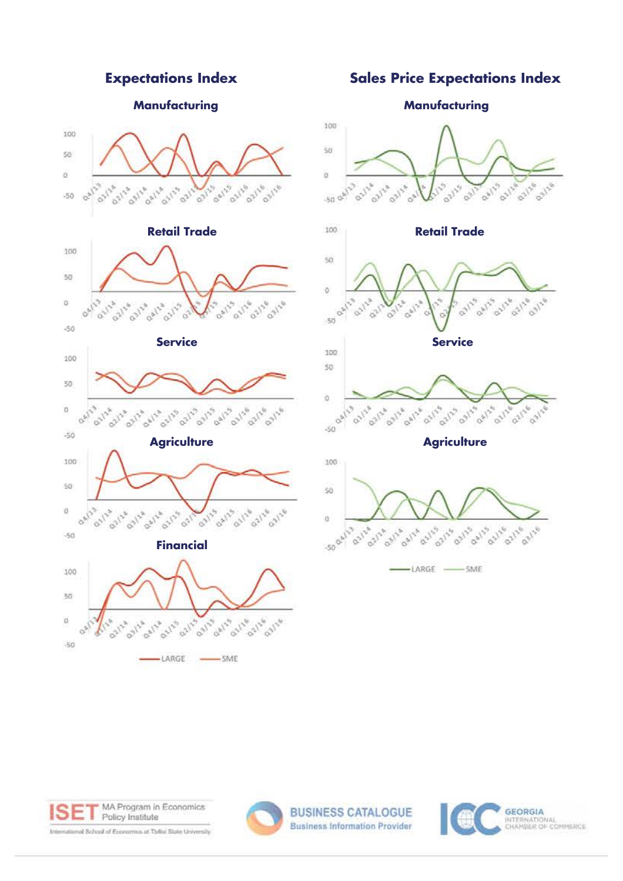## Expectations Index

### Manufacturing

100
50
0
-50

Q4/13 Q1/14 Q2/14 Q3/14 Q4/14 Q1/15 Q2/15 Q3/15 Q4/15 Q1/16 Q2/16 Q3/16

### Retail Trade

100
50
0
-50

Q4/13 Q1/14 Q2/14 Q3/14 Q4/14 Q1/15 Q2/15 Q3/15 Q4/15 Q1/16 Q2/16 Q3/16

### Service

100
50
0
-50

Q4/13 Q1/14 Q2/14 Q3/14 Q4/14 Q1/15 Q2/15 Q3/15 Q4/15 Q1/16 Q2/16 Q3/16

### Agriculture

100
50
0
-50

Q4/13 Q1/14 Q2/14 Q3/14 Q4/14 Q1/15 Q2/15 Q3/15 Q4/15 Q1/16 Q2/16 Q3/16

### Financial

100
50
0
-50

Q4/13 Q1/14 Q2/14 Q3/14 Q4/14 Q1/15 Q2/15 Q3/15 Q4/15 Q1/16 Q2/16 Q3/16

LARGE SME

## Sales Price Expectations Index

### Manufacturing

100
50
0
-50

Q4/13 Q1/14 Q2/14 Q3/14 Q4/14 Q1/15 Q2/15 Q3/15 Q4/15 Q1/16 Q2/16 Q3/16

### Retail Trade

100
50
0
-50

Q4/13 Q1/14 Q2/14 Q3/14 Q4/14 Q1/15 Q2/15 Q3/15 Q4/15 Q1/16 Q2/16 Q3/16

### Service

100
50
0
-50

Q4/13 Q1/14 Q2/14 Q3/14 Q4/14 Q1/15 Q2/15 Q3/15 Q4/15 Q1/16 Q2/16 Q3/16

### Agriculture

100
50
0
-50

Q4/13 Q1/14 Q2/14 Q3/14 Q4/14 Q1/15 Q2/15 Q3/15 Q4/15 Q1/16 Q2/16 Q3/16

LARGE SME

ISET MA Program in Economics Policy Institute
International School of Economics at Tbilisi State University

BUSINESS CATALOGUE
Business Information Provider

ICC GEORGIA
INTERNATIONAL CHAMBER OF COMMERCE